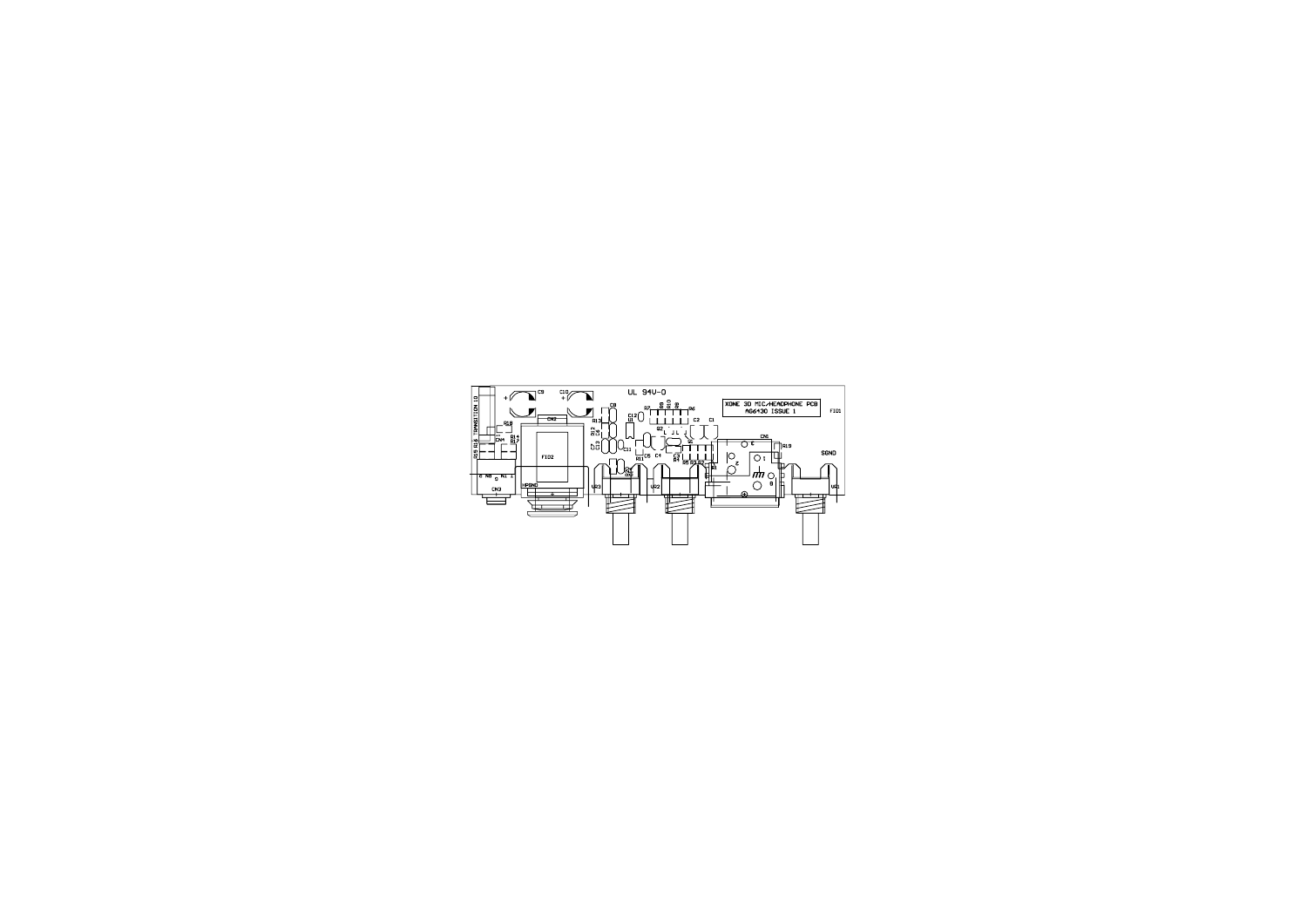XONE 3D MIC/HEADPHONE PCB
AG6430 ISSUE 1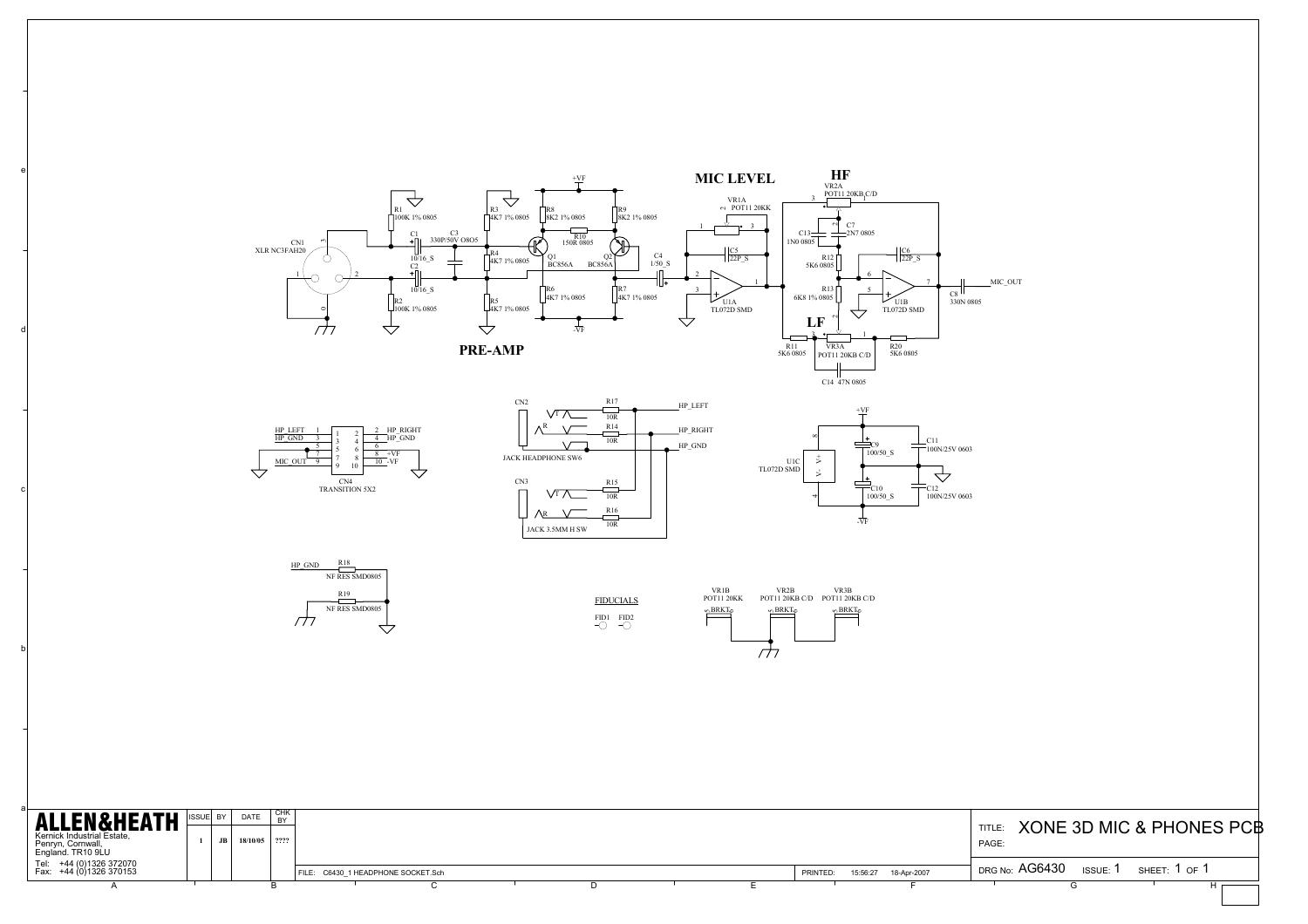MIC LEVEL

HF

LF

PRE-AMP

CN1
XLR NC3FAH20

R1
100K 1% 0805

R2
100K 1% 0805

C1
10/16_S

C2
10/16_S

C3
330P/50V 0805

R3
4K7 1% 0805

R4
4K7 1% 0805

R5
4K7 1% 0805

R8
8K2 1% 0805

R9
8K2 1% 0805

R10
150R 0805

Q1
BC856A

Q2
BC856A

R6
4K7 1% 0805

R7
4K7 1% 0805

C4
1/50_S

+VF

-VF

VR1A
POT11 20KK

C5
22P_S

U1A
TL072D SMD

VR2A
POT11 20KB C/D

C13
1N0 0805

C7
2N7 0805

R12
5K6 0805

R13
6K8 1% 0805

C6
22P_S

U1B
TL072D SMD

C8
330N 0805

MIC_OUT

R11
5K6 0805

VR3A
POT11 20KB C/D

R20
5K6 0805

C14 47N 0805

CN2
JACK HEADPHONE SW6

R17
10R

R14
10R

HP_LEFT

HP_RIGHT

HP_GND

CN3
JACK 3.5MM H SW

R15
10R

R16
10R

CN4
TRANSITION 5X2

| | | | |
|---|---|---|---|
| HP_LEFT | 1 | 2 | HP_RIGHT |
| HP_GND | 3 | 4 | HP_GND |
| | 5 | 6 | |
| | 7 | 8 | +VF |
| MIC_OUT | 9 | 10 | -VF |

U1C
TL072D SMD

C9
100/50_S

C10
100/50_S

C11
100N/25V 0603

C12
100N/25V 0603

HP_GND

R18
NF RES SMD0805

R19
NF RES SMD0805

FIDUCIALS

FID1 FID2

VR1B
POT11 20KK
BRKT

VR2B
POT11 20KB C/D
BRKT

VR3B
POT11 20KB C/D
BRKT

**ALLEN&HEATH**
Kernick Industrial Estate,
Penryn, Cornwall,
England. TR10 9LU
Tel: +44 (0)1326 372070
Fax: +44 (0)1326 370153

| ISSUE | BY | DATE | CHK BY |
|---|---|---|---|
| 1 | JB | 18/10/05 | ???? |

FILE: C6430_1 HEADPHONE SOCKET.Sch

PRINTED: 15:56:27 18-Apr-2007

TITLE: XONE 3D MIC & PHONES PCB

PAGE:

DRG No: AG6430 ISSUE: 1 SHEET: 1 OF 1